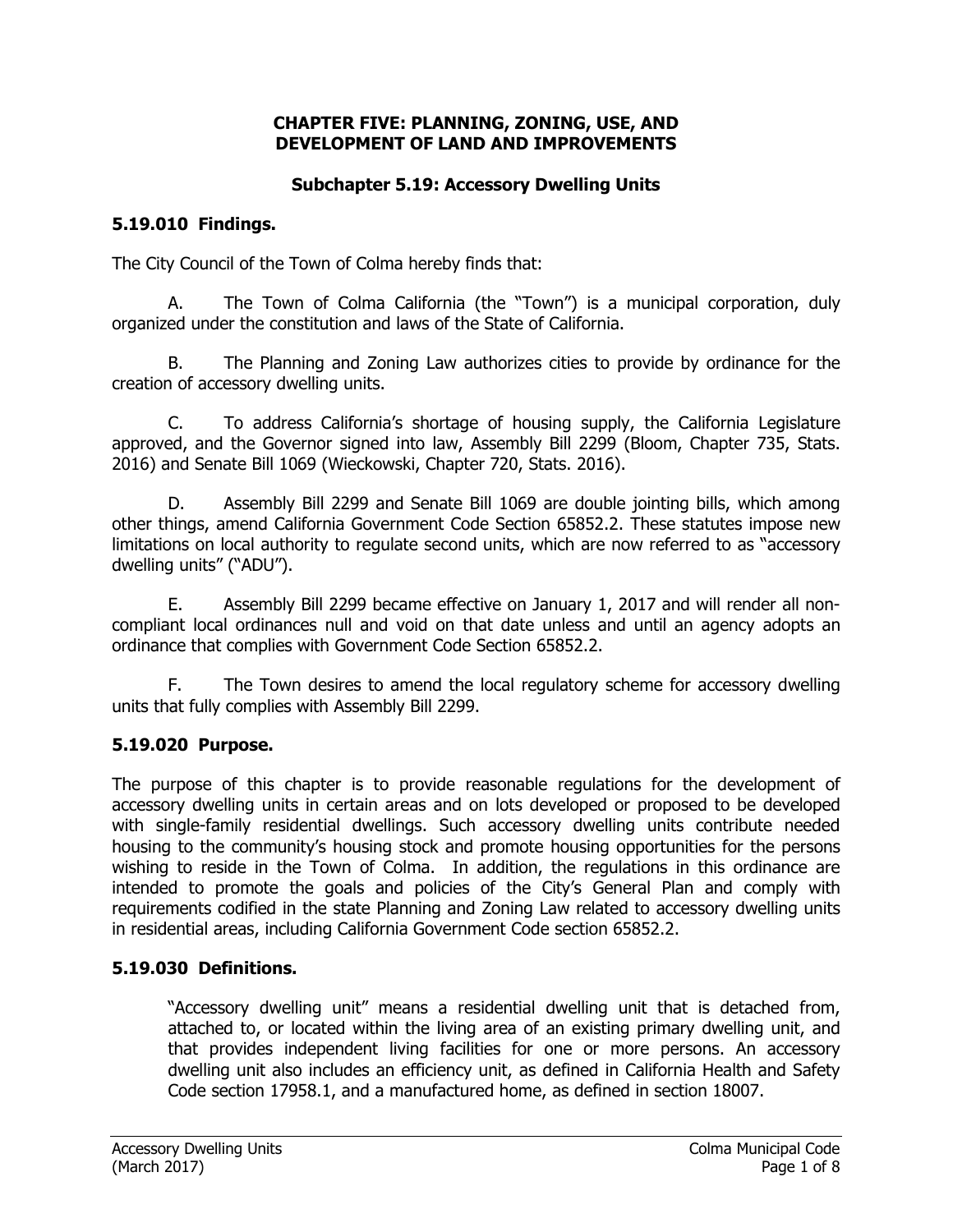# CHAPTER FIVE: PLANNING, ZONING, USE, AND DEVELOPMENT OF LAND AND IMPROVEMENTS

## Subchapter 5.19: Accessory Dwelling Units

### 5.19.010 Findings.

The City Council of the Town of Colma hereby finds that:

A. The Town of Colma California (the "Town") is a municipal corporation, duly organized under the constitution and laws of the State of California.

B. The Planning and Zoning Law authorizes cities to provide by ordinance for the creation of accessory dwelling units.

C. To address California's shortage of housing supply, the California Legislature approved, and the Governor signed into law, Assembly Bill 2299 (Bloom, Chapter 735, Stats. 2016) and Senate Bill 1069 (Wieckowski, Chapter 720, Stats. 2016).

D. Assembly Bill 2299 and Senate Bill 1069 are double jointing bills, which among other things, amend California Government Code Section 65852.2. These statutes impose new limitations on local authority to regulate second units, which are now referred to as "accessory dwelling units" ("ADU").

E. Assembly Bill 2299 became effective on January 1, 2017 and will render all non-compliant local ordinances null and void on that date unless and until an agency adopts an ordinance that complies with Government Code Section 65852.2.

F. The Town desires to amend the local regulatory scheme for accessory dwelling units that fully complies with Assembly Bill 2299.

### 5.19.020 Purpose.

The purpose of this chapter is to provide reasonable regulations for the development of accessory dwelling units in certain areas and on lots developed or proposed to be developed with single-family residential dwellings. Such accessory dwelling units contribute needed housing to the community's housing stock and promote housing opportunities for the persons wishing to reside in the Town of Colma. In addition, the regulations in this ordinance are intended to promote the goals and policies of the City's General Plan and comply with requirements codified in the state Planning and Zoning Law related to accessory dwelling units in residential areas, including California Government Code section 65852.2.

### 5.19.030 Definitions.

"Accessory dwelling unit" means a residential dwelling unit that is detached from, attached to, or located within the living area of an existing primary dwelling unit, and that provides independent living facilities for one or more persons. An accessory dwelling unit also includes an efficiency unit, as defined in California Health and Safety Code section 17958.1, and a manufactured home, as defined in section 18007.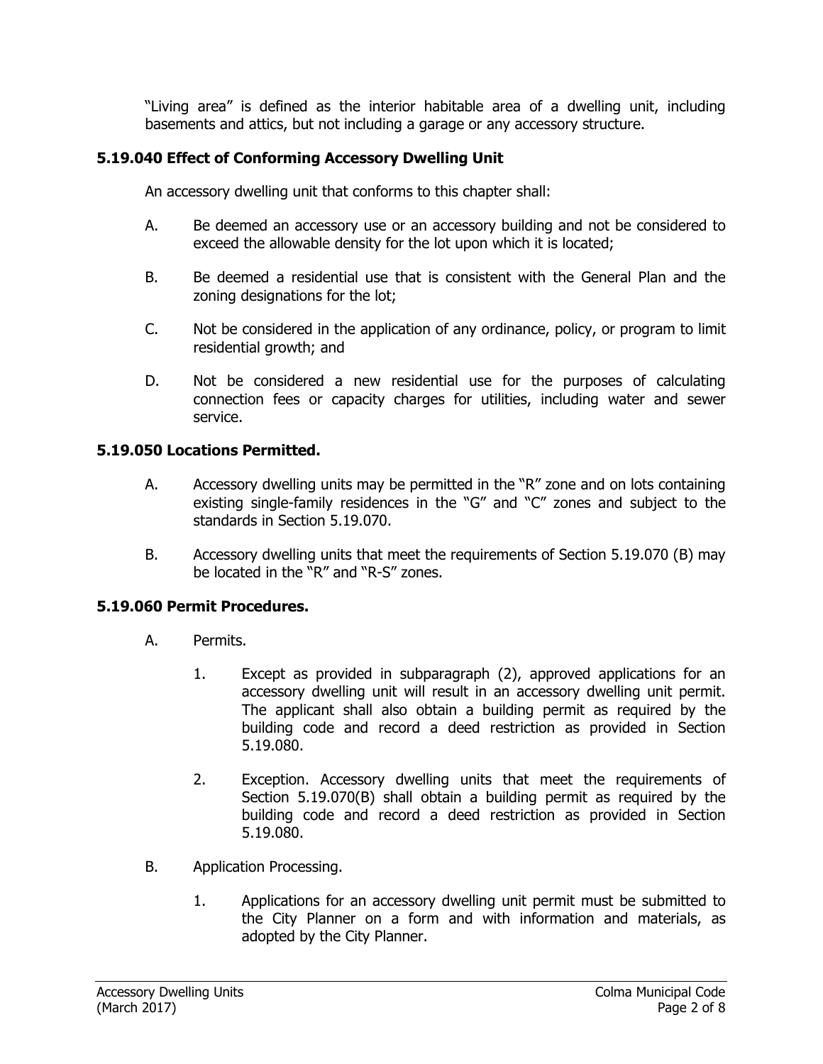"Living area" is defined as the interior habitable area of a dwelling unit, including basements and attics, but not including a garage or any accessory structure.

### 5.19.040 Effect of Conforming Accessory Dwelling Unit

An accessory dwelling unit that conforms to this chapter shall:

A. Be deemed an accessory use or an accessory building and not be considered to exceed the allowable density for the lot upon which it is located;

B. Be deemed a residential use that is consistent with the General Plan and the zoning designations for the lot;

C. Not be considered in the application of any ordinance, policy, or program to limit residential growth; and

D. Not be considered a new residential use for the purposes of calculating connection fees or capacity charges for utilities, including water and sewer service.

### 5.19.050 Locations Permitted.

A. Accessory dwelling units may be permitted in the "R" zone and on lots containing existing single-family residences in the "G" and "C" zones and subject to the standards in Section 5.19.070.

B. Accessory dwelling units that meet the requirements of Section 5.19.070 (B) may be located in the "R" and "R-S" zones.

### 5.19.060 Permit Procedures.

A. Permits.

1. Except as provided in subparagraph (2), approved applications for an accessory dwelling unit will result in an accessory dwelling unit permit. The applicant shall also obtain a building permit as required by the building code and record a deed restriction as provided in Section 5.19.080.

2. Exception. Accessory dwelling units that meet the requirements of Section 5.19.070(B) shall obtain a building permit as required by the building code and record a deed restriction as provided in Section 5.19.080.

B. Application Processing.

1. Applications for an accessory dwelling unit permit must be submitted to the City Planner on a form and with information and materials, as adopted by the City Planner.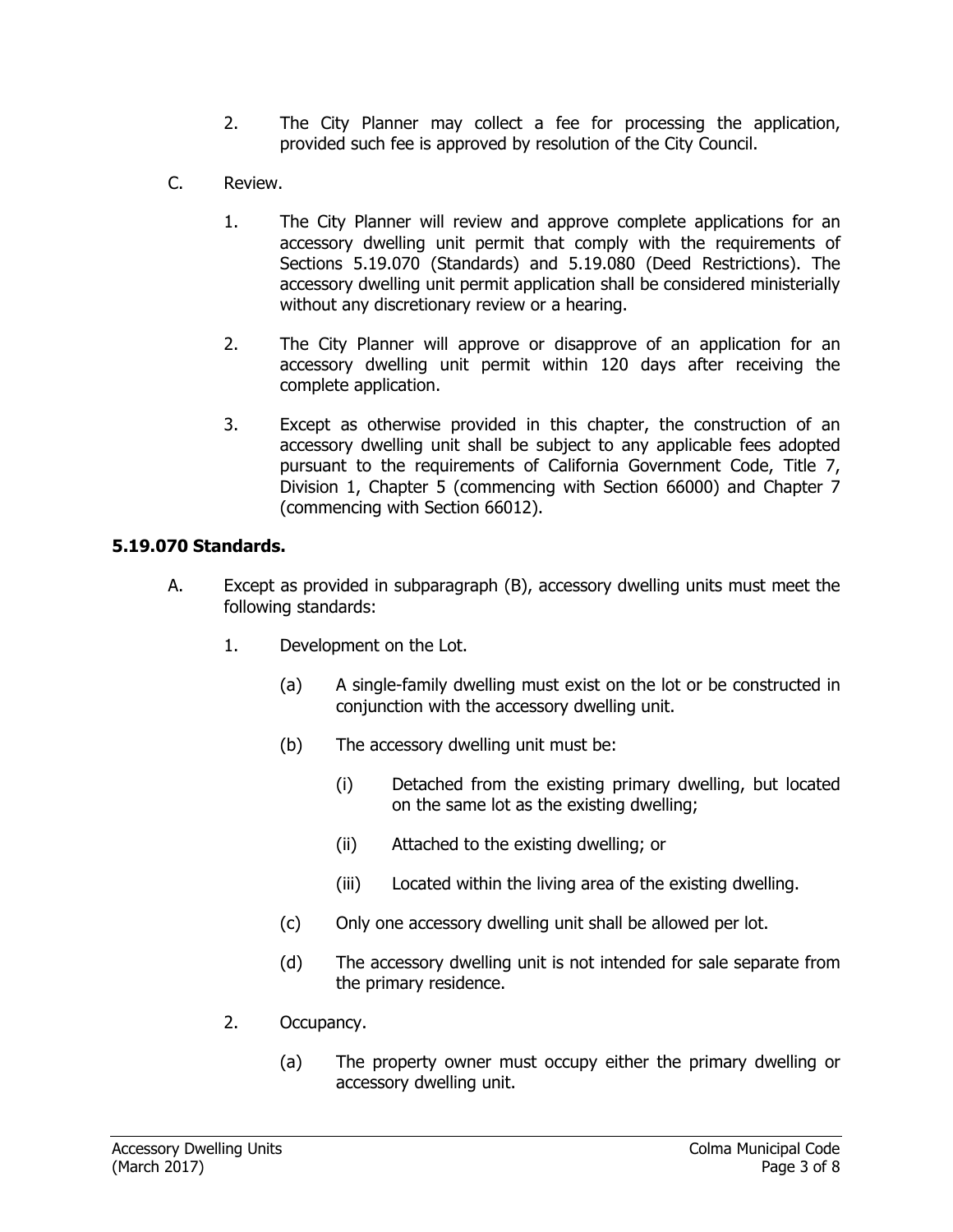2. The City Planner may collect a fee for processing the application, provided such fee is approved by resolution of the City Council.

C. Review.

1. The City Planner will review and approve complete applications for an accessory dwelling unit permit that comply with the requirements of Sections 5.19.070 (Standards) and 5.19.080 (Deed Restrictions). The accessory dwelling unit permit application shall be considered ministerially without any discretionary review or a hearing.

2. The City Planner will approve or disapprove of an application for an accessory dwelling unit permit within 120 days after receiving the complete application.

3. Except as otherwise provided in this chapter, the construction of an accessory dwelling unit shall be subject to any applicable fees adopted pursuant to the requirements of California Government Code, Title 7, Division 1, Chapter 5 (commencing with Section 66000) and Chapter 7 (commencing with Section 66012).

**5.19.070 Standards.**

A. Except as provided in subparagraph (B), accessory dwelling units must meet the following standards:

1. Development on the Lot.

(a) A single-family dwelling must exist on the lot or be constructed in conjunction with the accessory dwelling unit.

(b) The accessory dwelling unit must be:

(i) Detached from the existing primary dwelling, but located on the same lot as the existing dwelling;

(ii) Attached to the existing dwelling; or

(iii) Located within the living area of the existing dwelling.

(c) Only one accessory dwelling unit shall be allowed per lot.

(d) The accessory dwelling unit is not intended for sale separate from the primary residence.

2. Occupancy.

(a) The property owner must occupy either the primary dwelling or accessory dwelling unit.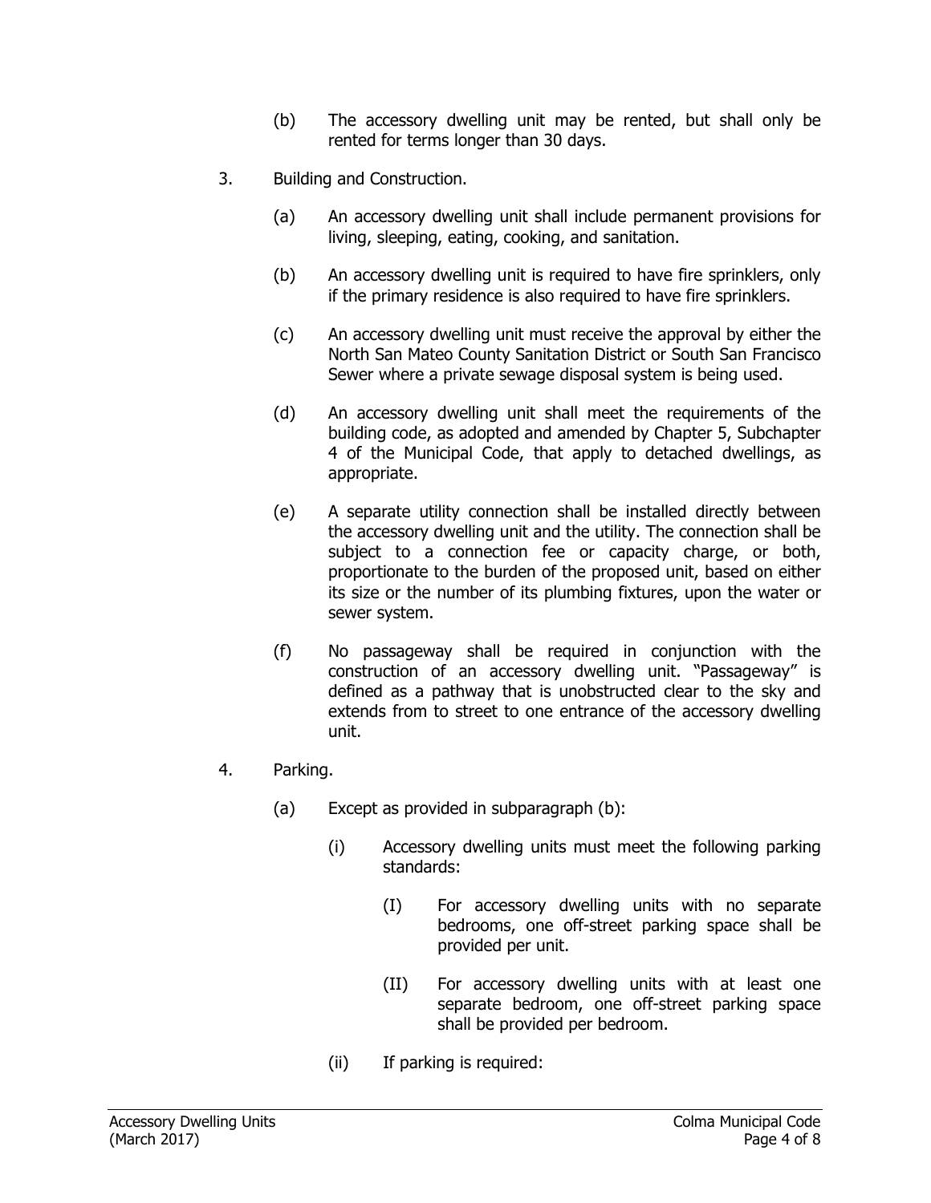(b) The accessory dwelling unit may be rented, but shall only be rented for terms longer than 30 days.

3. Building and Construction.

   (a) An accessory dwelling unit shall include permanent provisions for living, sleeping, eating, cooking, and sanitation.

   (b) An accessory dwelling unit is required to have fire sprinklers, only if the primary residence is also required to have fire sprinklers.

   (c) An accessory dwelling unit must receive the approval by either the North San Mateo County Sanitation District or South San Francisco Sewer where a private sewage disposal system is being used.

   (d) An accessory dwelling unit shall meet the requirements of the building code, as adopted and amended by Chapter 5, Subchapter 4 of the Municipal Code, that apply to detached dwellings, as appropriate.

   (e) A separate utility connection shall be installed directly between the accessory dwelling unit and the utility. The connection shall be subject to a connection fee or capacity charge, or both, proportionate to the burden of the proposed unit, based on either its size or the number of its plumbing fixtures, upon the water or sewer system.

   (f) No passageway shall be required in conjunction with the construction of an accessory dwelling unit. "Passageway" is defined as a pathway that is unobstructed clear to the sky and extends from to street to one entrance of the accessory dwelling unit.

4. Parking.

   (a) Except as provided in subparagraph (b):

      (i) Accessory dwelling units must meet the following parking standards:

         (I) For accessory dwelling units with no separate bedrooms, one off-street parking space shall be provided per unit.

         (II) For accessory dwelling units with at least one separate bedroom, one off-street parking space shall be provided per bedroom.

      (ii) If parking is required: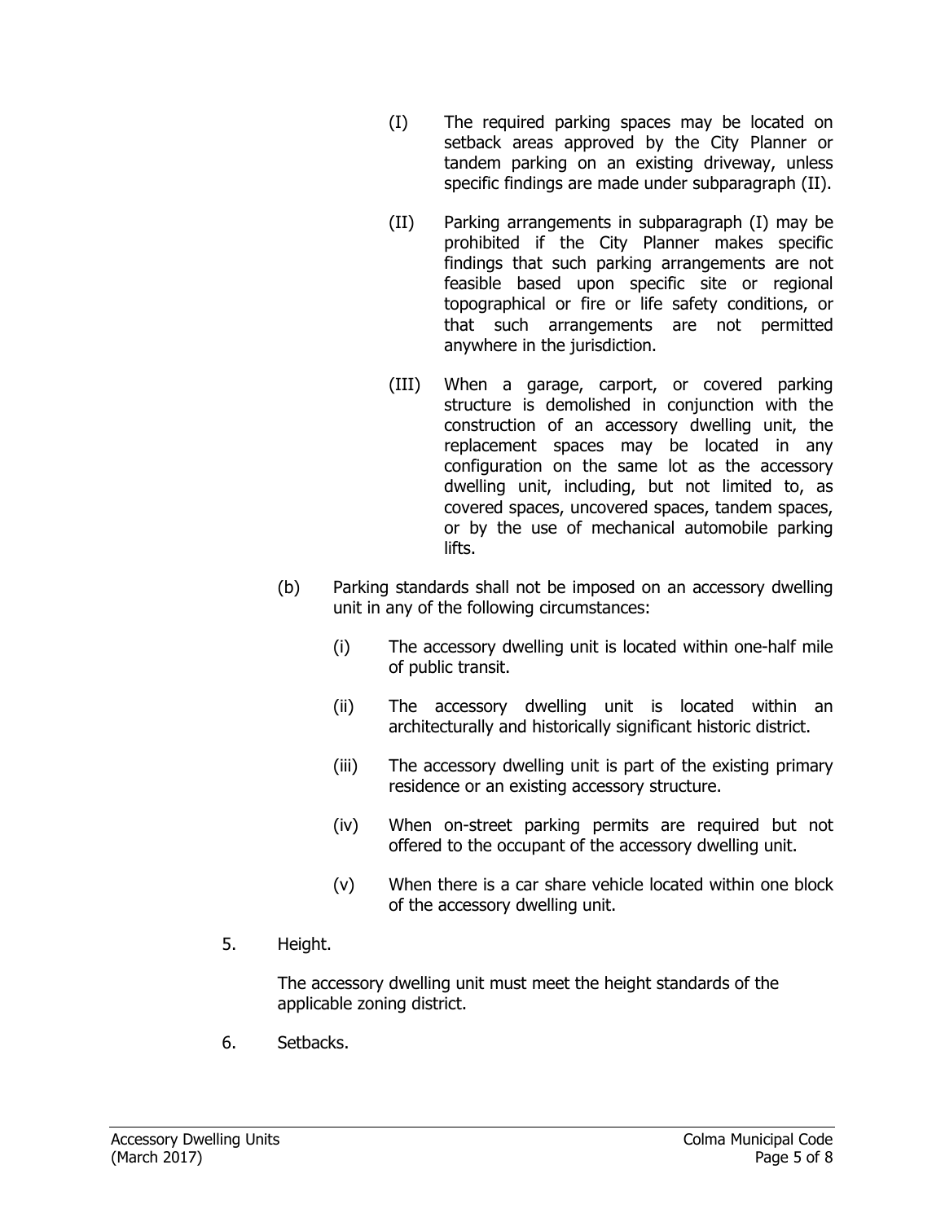(I) The required parking spaces may be located on setback areas approved by the City Planner or tandem parking on an existing driveway, unless specific findings are made under subparagraph (II).

(II) Parking arrangements in subparagraph (I) may be prohibited if the City Planner makes specific findings that such parking arrangements are not feasible based upon specific site or regional topographical or fire or life safety conditions, or that such arrangements are not permitted anywhere in the jurisdiction.

(III) When a garage, carport, or covered parking structure is demolished in conjunction with the construction of an accessory dwelling unit, the replacement spaces may be located in any configuration on the same lot as the accessory dwelling unit, including, but not limited to, as covered spaces, uncovered spaces, tandem spaces, or by the use of mechanical automobile parking lifts.

(b) Parking standards shall not be imposed on an accessory dwelling unit in any of the following circumstances:

(i) The accessory dwelling unit is located within one-half mile of public transit.

(ii) The accessory dwelling unit is located within an architecturally and historically significant historic district.

(iii) The accessory dwelling unit is part of the existing primary residence or an existing accessory structure.

(iv) When on-street parking permits are required but not offered to the occupant of the accessory dwelling unit.

(v) When there is a car share vehicle located within one block of the accessory dwelling unit.

5. Height.

The accessory dwelling unit must meet the height standards of the applicable zoning district.

6. Setbacks.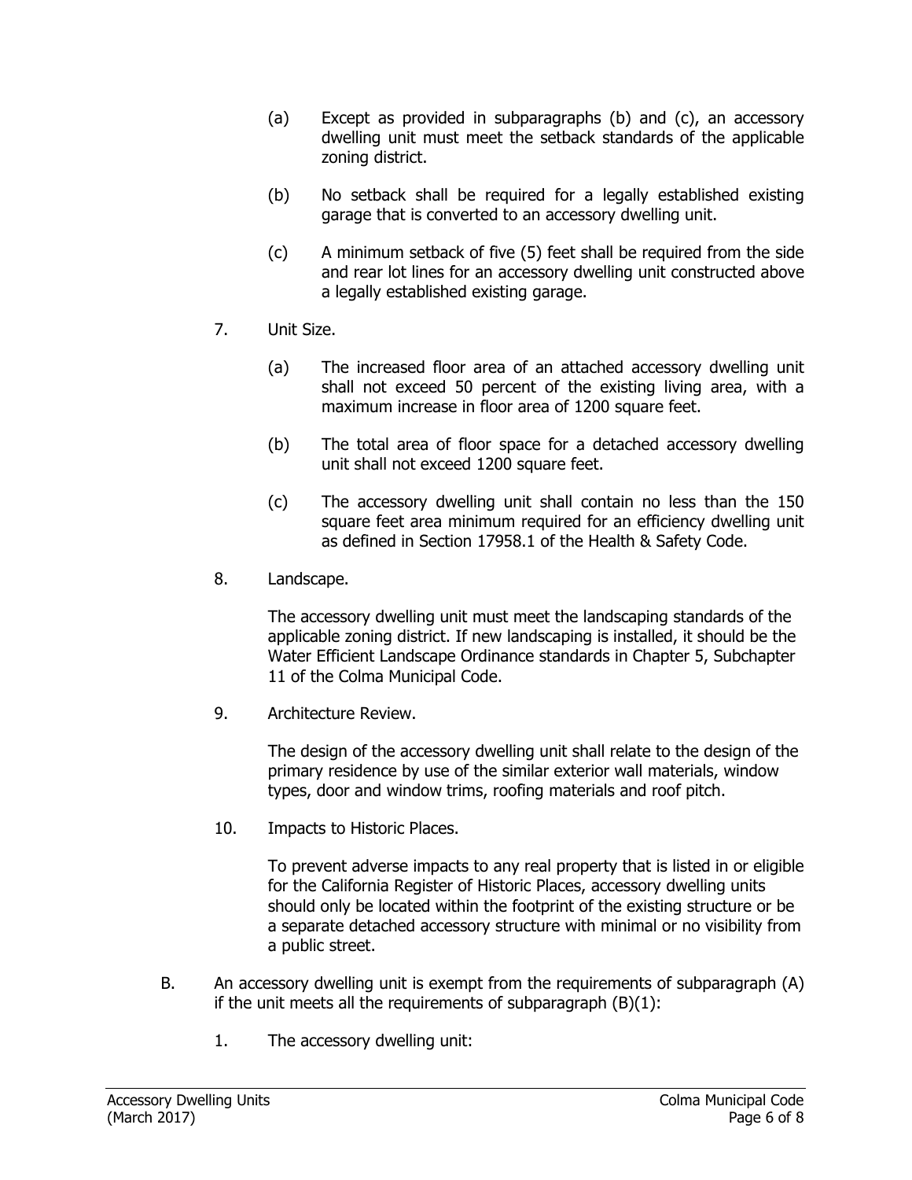(a) Except as provided in subparagraphs (b) and (c), an accessory dwelling unit must meet the setback standards of the applicable zoning district.

(b) No setback shall be required for a legally established existing garage that is converted to an accessory dwelling unit.

(c) A minimum setback of five (5) feet shall be required from the side and rear lot lines for an accessory dwelling unit constructed above a legally established existing garage.

7. Unit Size.

(a) The increased floor area of an attached accessory dwelling unit shall not exceed 50 percent of the existing living area, with a maximum increase in floor area of 1200 square feet.

(b) The total area of floor space for a detached accessory dwelling unit shall not exceed 1200 square feet.

(c) The accessory dwelling unit shall contain no less than the 150 square feet area minimum required for an efficiency dwelling unit as defined in Section 17958.1 of the Health & Safety Code.

8. Landscape.

The accessory dwelling unit must meet the landscaping standards of the applicable zoning district. If new landscaping is installed, it should be the Water Efficient Landscape Ordinance standards in Chapter 5, Subchapter 11 of the Colma Municipal Code.

9. Architecture Review.

The design of the accessory dwelling unit shall relate to the design of the primary residence by use of the similar exterior wall materials, window types, door and window trims, roofing materials and roof pitch.

10. Impacts to Historic Places.

To prevent adverse impacts to any real property that is listed in or eligible for the California Register of Historic Places, accessory dwelling units should only be located within the footprint of the existing structure or be a separate detached accessory structure with minimal or no visibility from a public street.

B. An accessory dwelling unit is exempt from the requirements of subparagraph (A) if the unit meets all the requirements of subparagraph (B)(1):

1. The accessory dwelling unit: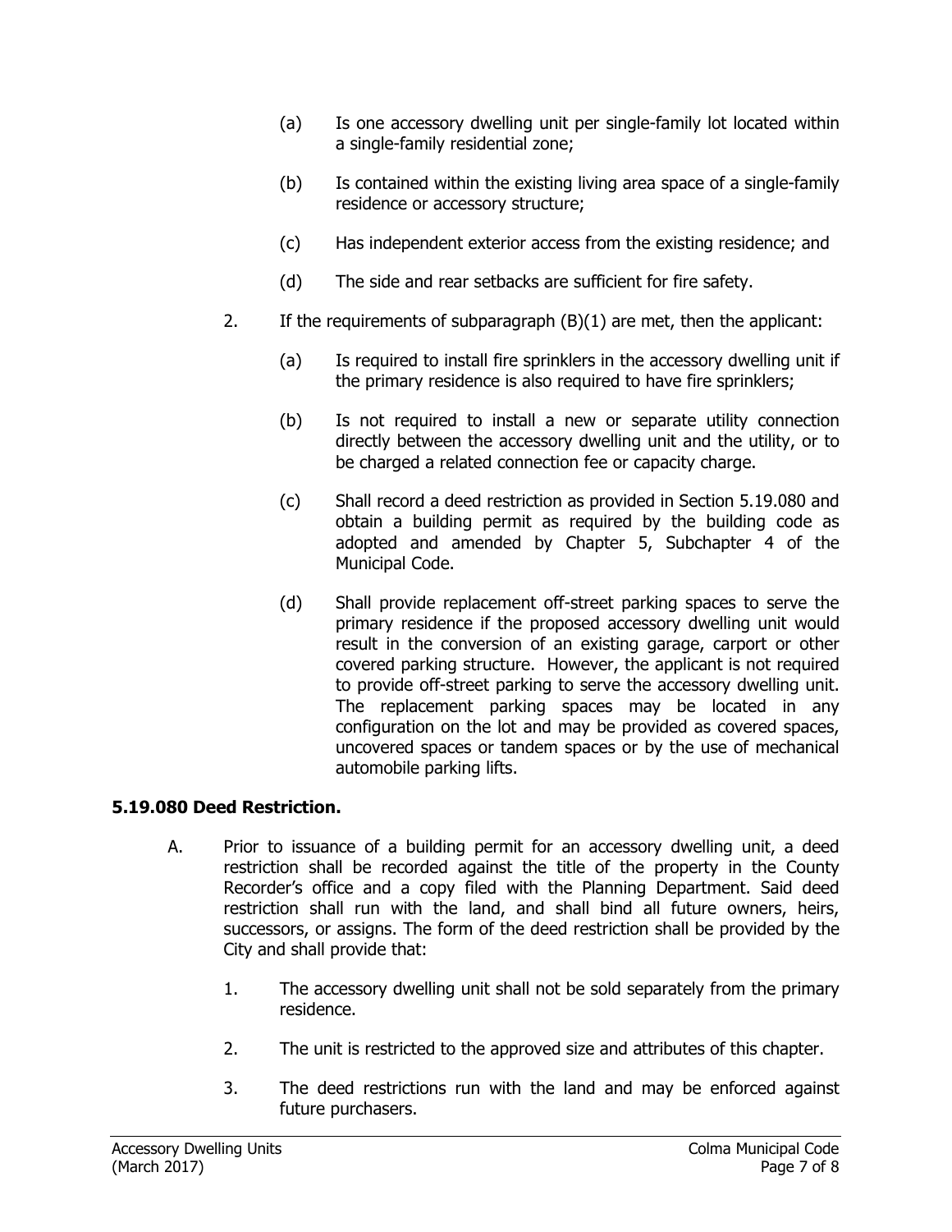(a) Is one accessory dwelling unit per single-family lot located within a single-family residential zone;

(b) Is contained within the existing living area space of a single-family residence or accessory structure;

(c) Has independent exterior access from the existing residence; and

(d) The side and rear setbacks are sufficient for fire safety.

2. If the requirements of subparagraph (B)(1) are met, then the applicant:

   (a) Is required to install fire sprinklers in the accessory dwelling unit if the primary residence is also required to have fire sprinklers;

   (b) Is not required to install a new or separate utility connection directly between the accessory dwelling unit and the utility, or to be charged a related connection fee or capacity charge.

   (c) Shall record a deed restriction as provided in Section 5.19.080 and obtain a building permit as required by the building code as adopted and amended by Chapter 5, Subchapter 4 of the Municipal Code.

   (d) Shall provide replacement off-street parking spaces to serve the primary residence if the proposed accessory dwelling unit would result in the conversion of an existing garage, carport or other covered parking structure. However, the applicant is not required to provide off-street parking to serve the accessory dwelling unit. The replacement parking spaces may be located in any configuration on the lot and may be provided as covered spaces, uncovered spaces or tandem spaces or by the use of mechanical automobile parking lifts.

**5.19.080 Deed Restriction.**

A. Prior to issuance of a building permit for an accessory dwelling unit, a deed restriction shall be recorded against the title of the property in the County Recorder's office and a copy filed with the Planning Department. Said deed restriction shall run with the land, and shall bind all future owners, heirs, successors, or assigns. The form of the deed restriction shall be provided by the City and shall provide that:

   1. The accessory dwelling unit shall not be sold separately from the primary residence.

   2. The unit is restricted to the approved size and attributes of this chapter.

   3. The deed restrictions run with the land and may be enforced against future purchasers.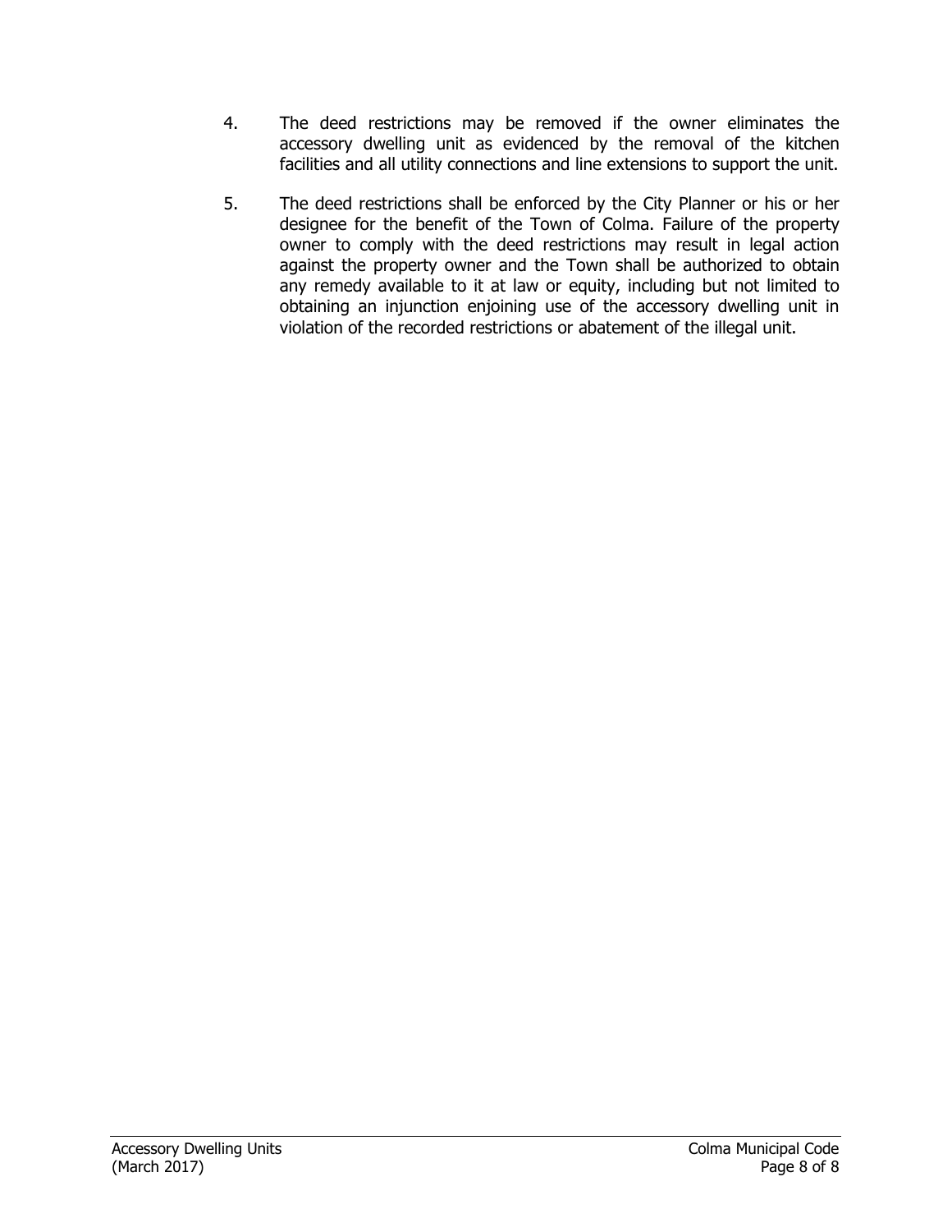4. The deed restrictions may be removed if the owner eliminates the accessory dwelling unit as evidenced by the removal of the kitchen facilities and all utility connections and line extensions to support the unit.

5. The deed restrictions shall be enforced by the City Planner or his or her designee for the benefit of the Town of Colma. Failure of the property owner to comply with the deed restrictions may result in legal action against the property owner and the Town shall be authorized to obtain any remedy available to it at law or equity, including but not limited to obtaining an injunction enjoining use of the accessory dwelling unit in violation of the recorded restrictions or abatement of the illegal unit.